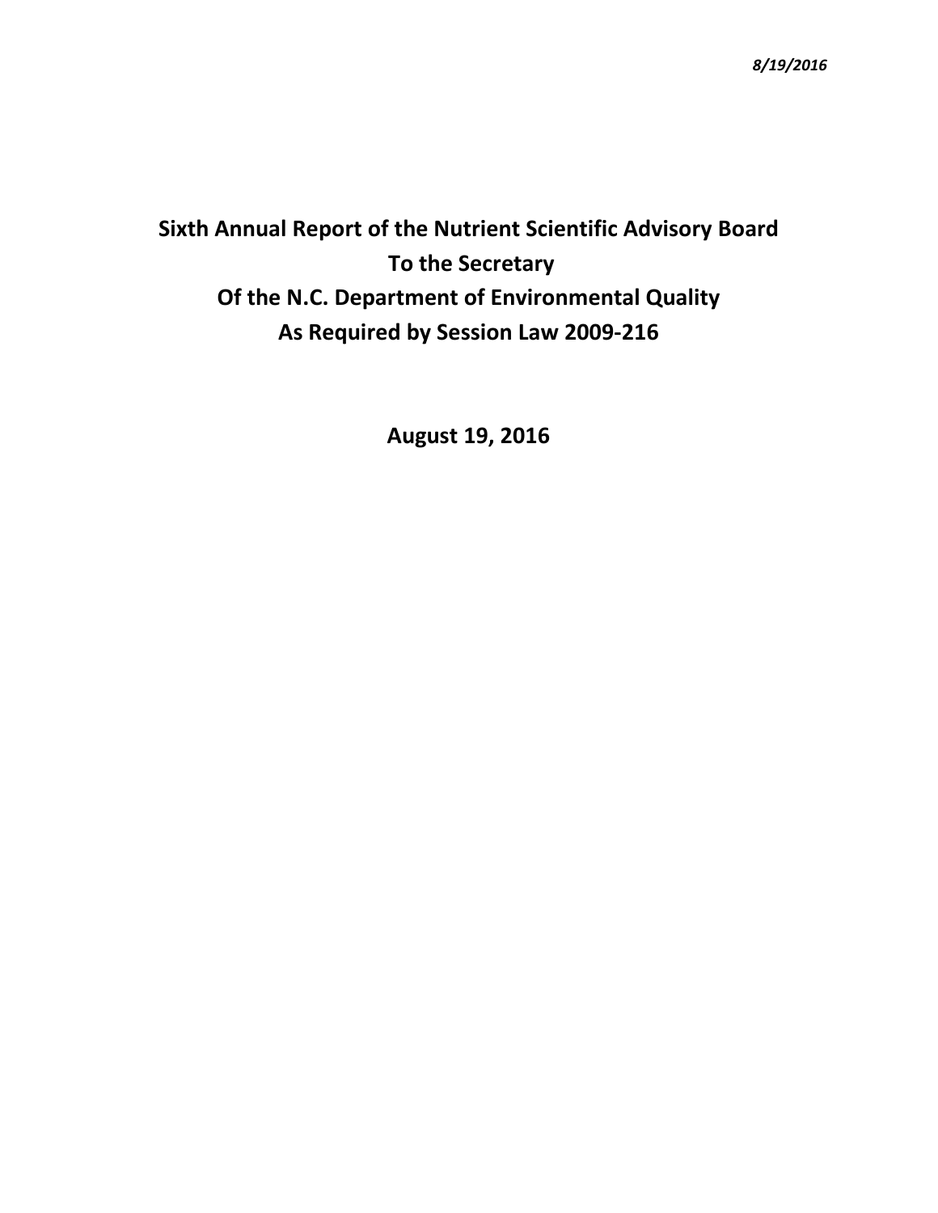# Sixth Annual Report of the Nutrient Scientific Advisory Board
# To the Secretary
# Of the N.C. Department of Environmental Quality
# As Required by Session Law 2009-216

**August 19, 2016**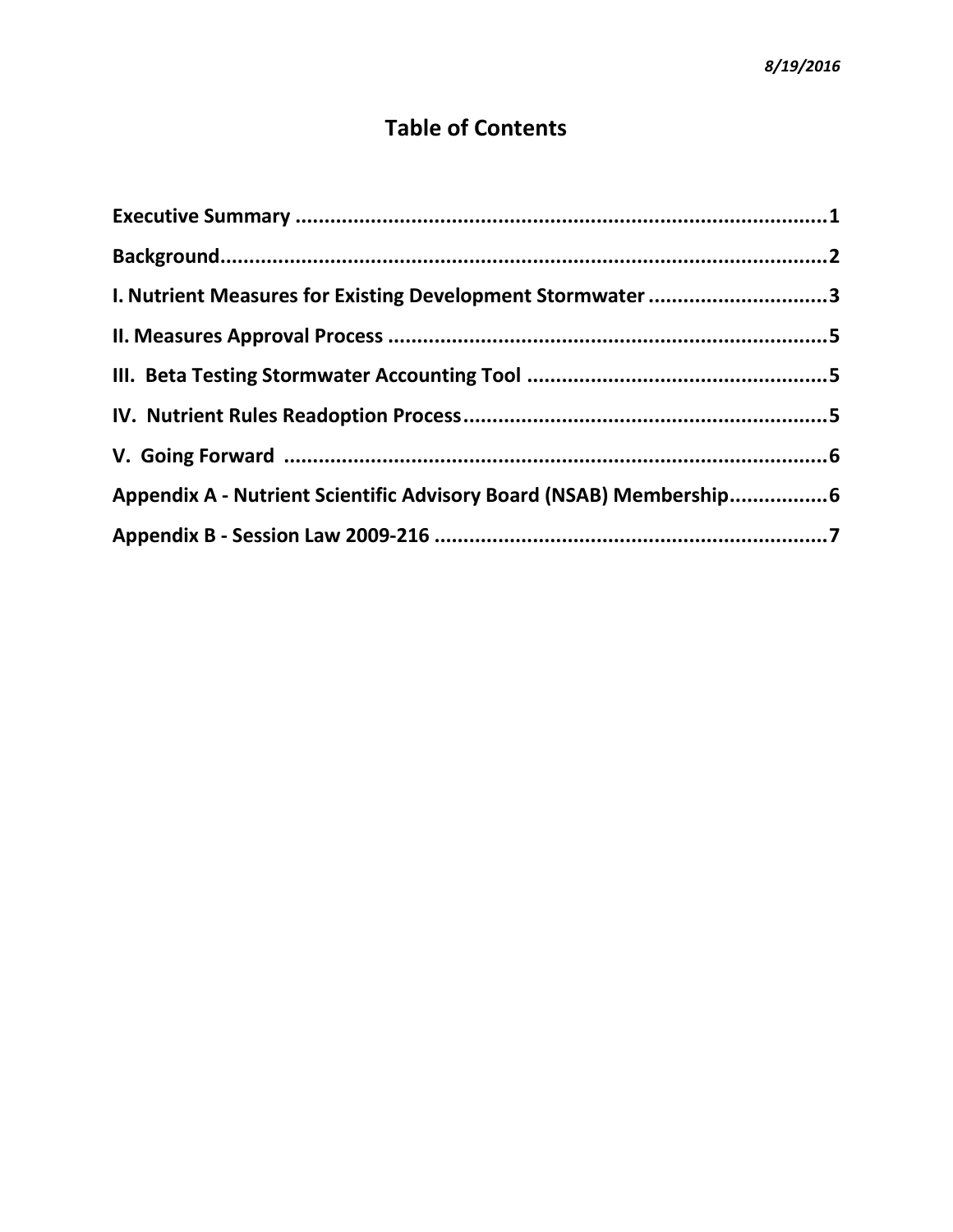*8/19/2016*

# Table of Contents

**Executive Summary ........................................................................................1**

**Background........................................................................................................2**

**I. Nutrient Measures for Existing Development Stormwater ..............................3**

**II. Measures Approval Process ............................................................................5**

**III. Beta Testing Stormwater Accounting Tool ....................................................5**

**IV. Nutrient Rules Readoption Process...............................................................5**

**V. Going Forward ...............................................................................................6**

**Appendix A - Nutrient Scientific Advisory Board (NSAB) Membership................6**

**Appendix B - Session Law 2009-216 ....................................................................7**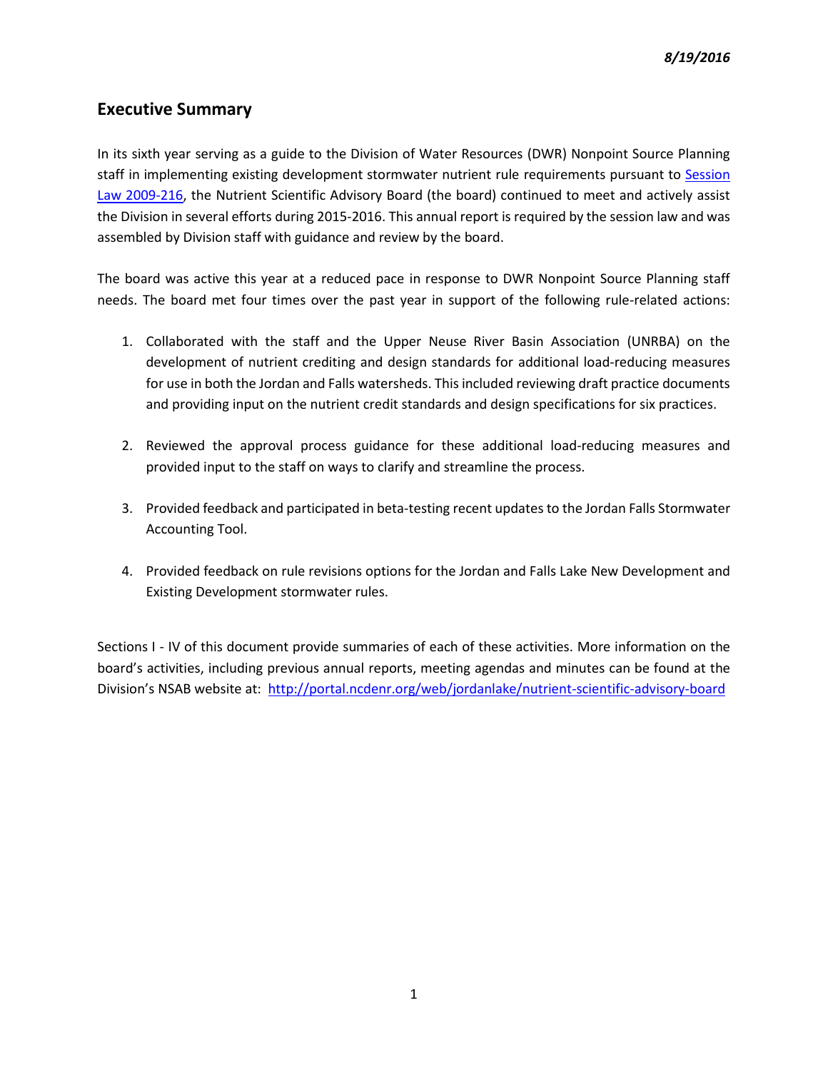*8/19/2016*

## Executive Summary

In its sixth year serving as a guide to the Division of Water Resources (DWR) Nonpoint Source Planning staff in implementing existing development stormwater nutrient rule requirements pursuant to [Session Law 2009-216](), the Nutrient Scientific Advisory Board (the board) continued to meet and actively assist the Division in several efforts during 2015-2016. This annual report is required by the session law and was assembled by Division staff with guidance and review by the board.

The board was active this year at a reduced pace in response to DWR Nonpoint Source Planning staff needs. The board met four times over the past year in support of the following rule-related actions:

1. Collaborated with the staff and the Upper Neuse River Basin Association (UNRBA) on the development of nutrient crediting and design standards for additional load-reducing measures for use in both the Jordan and Falls watersheds. This included reviewing draft practice documents and providing input on the nutrient credit standards and design specifications for six practices.

2. Reviewed the approval process guidance for these additional load-reducing measures and provided input to the staff on ways to clarify and streamline the process.

3. Provided feedback and participated in beta-testing recent updates to the Jordan Falls Stormwater Accounting Tool.

4. Provided feedback on rule revisions options for the Jordan and Falls Lake New Development and Existing Development stormwater rules.

Sections I - IV of this document provide summaries of each of these activities. More information on the board's activities, including previous annual reports, meeting agendas and minutes can be found at the Division's NSAB website at: http://portal.ncdenr.org/web/jordanlake/nutrient-scientific-advisory-board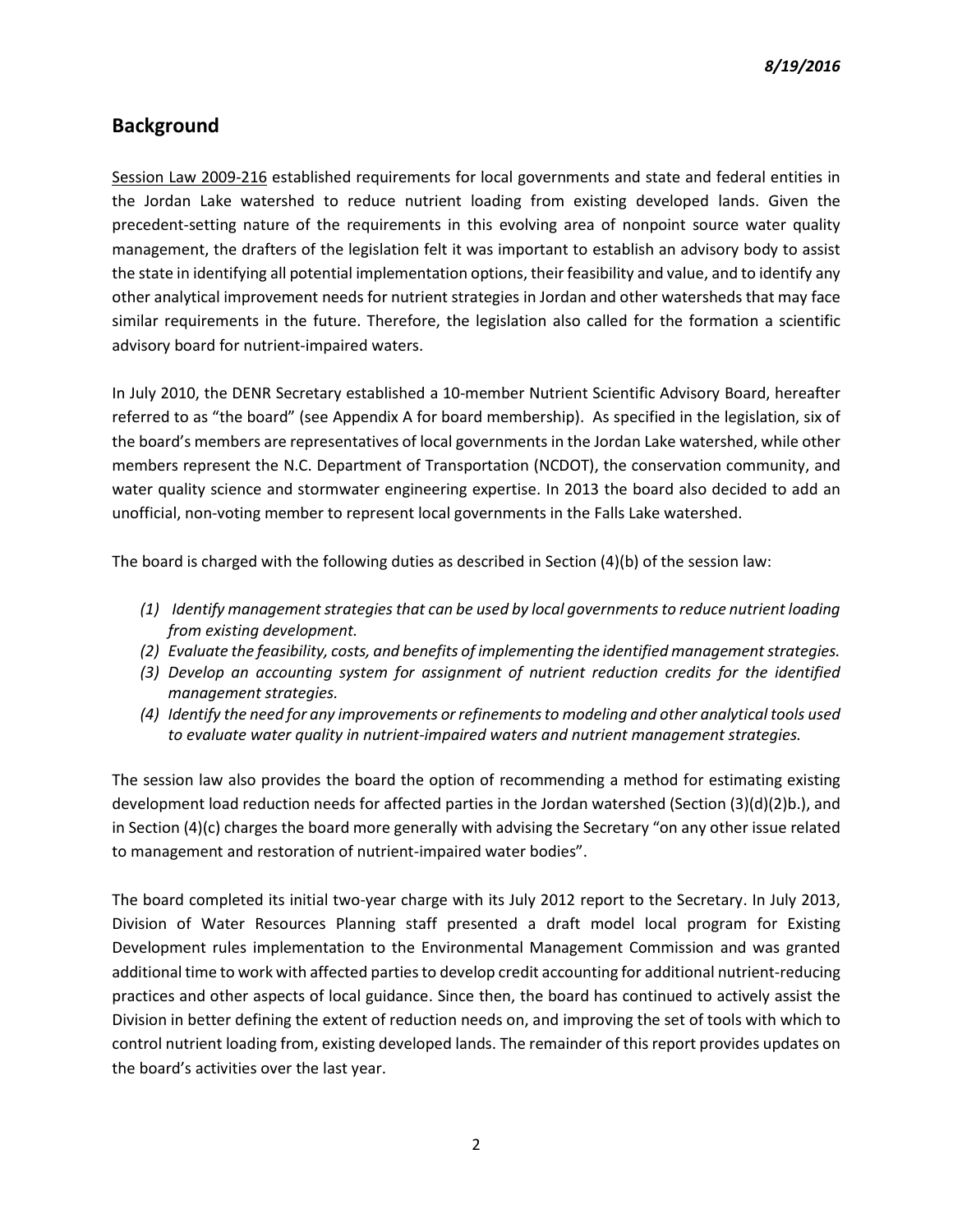## Background

Session Law 2009-216 established requirements for local governments and state and federal entities in the Jordan Lake watershed to reduce nutrient loading from existing developed lands. Given the precedent-setting nature of the requirements in this evolving area of nonpoint source water quality management, the drafters of the legislation felt it was important to establish an advisory body to assist the state in identifying all potential implementation options, their feasibility and value, and to identify any other analytical improvement needs for nutrient strategies in Jordan and other watersheds that may face similar requirements in the future. Therefore, the legislation also called for the formation a scientific advisory board for nutrient-impaired waters.

In July 2010, the DENR Secretary established a 10-member Nutrient Scientific Advisory Board, hereafter referred to as "the board" (see Appendix A for board membership). As specified in the legislation, six of the board's members are representatives of local governments in the Jordan Lake watershed, while other members represent the N.C. Department of Transportation (NCDOT), the conservation community, and water quality science and stormwater engineering expertise. In 2013 the board also decided to add an unofficial, non-voting member to represent local governments in the Falls Lake watershed.

The board is charged with the following duties as described in Section (4)(b) of the session law:

*(1) Identify management strategies that can be used by local governments to reduce nutrient loading from existing development.*
*(2) Evaluate the feasibility, costs, and benefits of implementing the identified management strategies.*
*(3) Develop an accounting system for assignment of nutrient reduction credits for the identified management strategies.*
*(4) Identify the need for any improvements or refinements to modeling and other analytical tools used to evaluate water quality in nutrient-impaired waters and nutrient management strategies.*

The session law also provides the board the option of recommending a method for estimating existing development load reduction needs for affected parties in the Jordan watershed (Section (3)(d)(2)b.), and in Section (4)(c) charges the board more generally with advising the Secretary "on any other issue related to management and restoration of nutrient-impaired water bodies".

The board completed its initial two-year charge with its July 2012 report to the Secretary. In July 2013, Division of Water Resources Planning staff presented a draft model local program for Existing Development rules implementation to the Environmental Management Commission and was granted additional time to work with affected parties to develop credit accounting for additional nutrient-reducing practices and other aspects of local guidance. Since then, the board has continued to actively assist the Division in better defining the extent of reduction needs on, and improving the set of tools with which to control nutrient loading from, existing developed lands. The remainder of this report provides updates on the board's activities over the last year.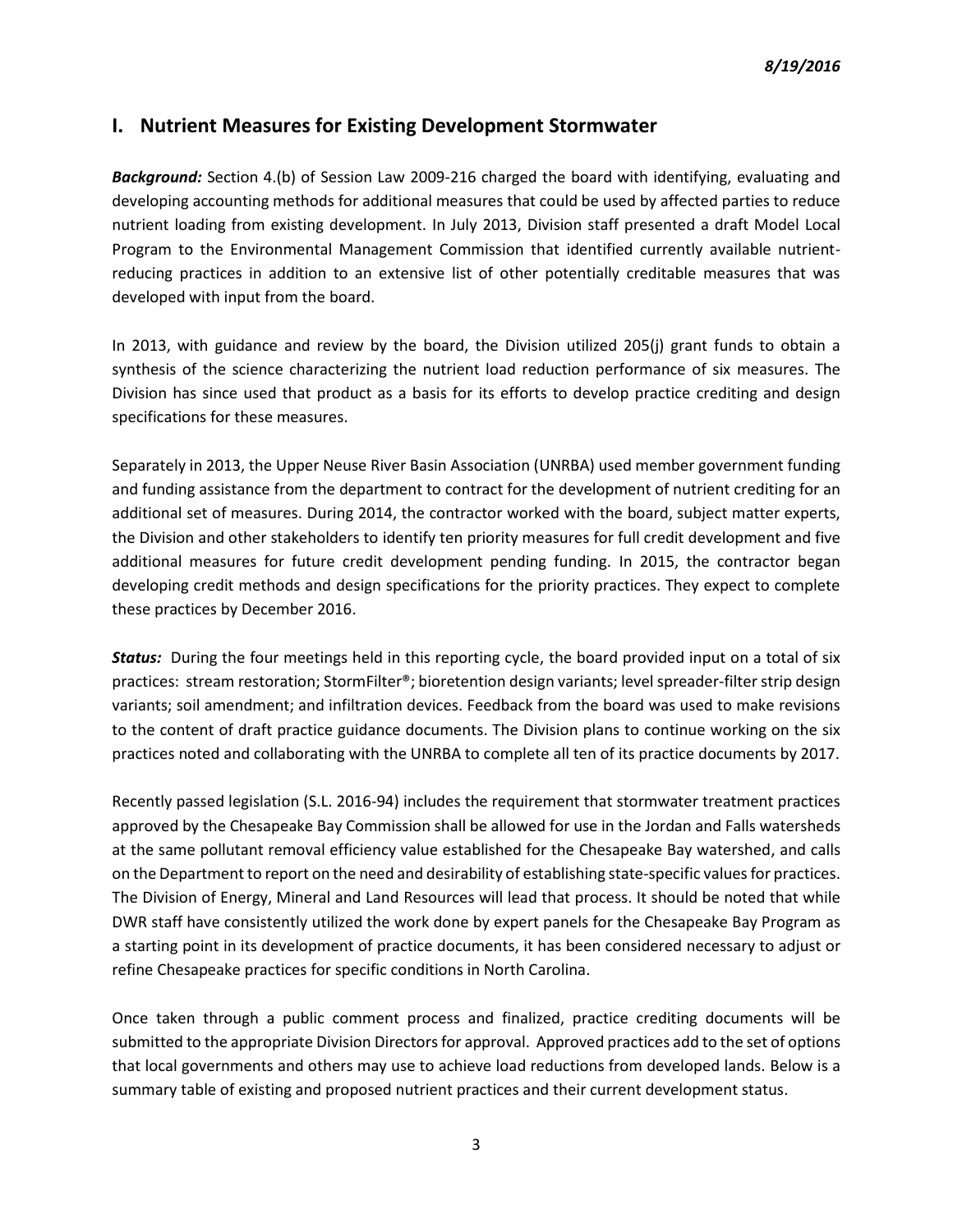## I. Nutrient Measures for Existing Development Stormwater

***Background:*** Section 4.(b) of Session Law 2009-216 charged the board with identifying, evaluating and developing accounting methods for additional measures that could be used by affected parties to reduce nutrient loading from existing development. In July 2013, Division staff presented a draft Model Local Program to the Environmental Management Commission that identified currently available nutrient-reducing practices in addition to an extensive list of other potentially creditable measures that was developed with input from the board.

In 2013, with guidance and review by the board, the Division utilized 205(j) grant funds to obtain a synthesis of the science characterizing the nutrient load reduction performance of six measures. The Division has since used that product as a basis for its efforts to develop practice crediting and design specifications for these measures.

Separately in 2013, the Upper Neuse River Basin Association (UNRBA) used member government funding and funding assistance from the department to contract for the development of nutrient crediting for an additional set of measures. During 2014, the contractor worked with the board, subject matter experts, the Division and other stakeholders to identify ten priority measures for full credit development and five additional measures for future credit development pending funding. In 2015, the contractor began developing credit methods and design specifications for the priority practices. They expect to complete these practices by December 2016.

***Status:*** During the four meetings held in this reporting cycle, the board provided input on a total of six practices: stream restoration; StormFilter®; bioretention design variants; level spreader-filter strip design variants; soil amendment; and infiltration devices. Feedback from the board was used to make revisions to the content of draft practice guidance documents. The Division plans to continue working on the six practices noted and collaborating with the UNRBA to complete all ten of its practice documents by 2017.

Recently passed legislation (S.L. 2016-94) includes the requirement that stormwater treatment practices approved by the Chesapeake Bay Commission shall be allowed for use in the Jordan and Falls watersheds at the same pollutant removal efficiency value established for the Chesapeake Bay watershed, and calls on the Department to report on the need and desirability of establishing state-specific values for practices. The Division of Energy, Mineral and Land Resources will lead that process. It should be noted that while DWR staff have consistently utilized the work done by expert panels for the Chesapeake Bay Program as a starting point in its development of practice documents, it has been considered necessary to adjust or refine Chesapeake practices for specific conditions in North Carolina.

Once taken through a public comment process and finalized, practice crediting documents will be submitted to the appropriate Division Directors for approval. Approved practices add to the set of options that local governments and others may use to achieve load reductions from developed lands. Below is a summary table of existing and proposed nutrient practices and their current development status.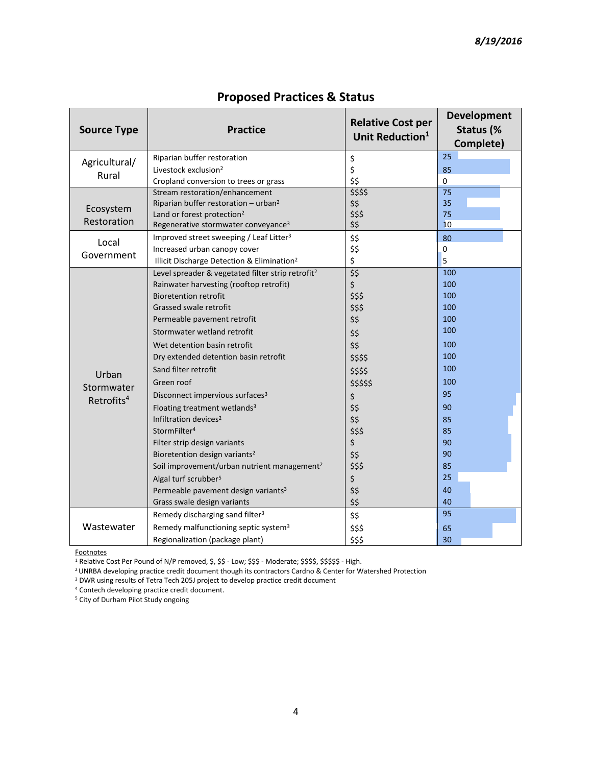## Proposed Practices & Status

| Source Type | Practice | Relative Cost per Unit Reduction[1] | Development Status (% Complete) |
|---|---|---|---|
| Agricultural/ Rural | Riparian buffer restoration | $ | 25 |
| | Livestock exclusion[2] | $ | 85 |
| | Cropland conversion to trees or grass | $$ | 0 |
| Ecosystem Restoration | Stream restoration/enhancement | $$$$ | 75 |
| | Riparian buffer restoration – urban[2] | $$ | 35 |
| | Land or forest protection[2] | $$$ | 75 |
| | Regenerative stormwater conveyance[3] | $$ | 10 |
| Local Government | Improved street sweeping / Leaf Litter[3] | $$ | 80 |
| | Increased urban canopy cover | $$ | 0 |
| | Illicit Discharge Detection & Elimination[2] | $ | 5 |
| Urban Stormwater Retrofits[4] | Level spreader & vegetated filter strip retrofit[2] | $$ | 100 |
| | Rainwater harvesting (rooftop retrofit) | $ | 100 |
| | Bioretention retrofit | $$$ | 100 |
| | Grassed swale retrofit | $$$ | 100 |
| | Permeable pavement retrofit | $$ | 100 |
| | Stormwater wetland retrofit | $$ | 100 |
| | Wet detention basin retrofit | $$ | 100 |
| | Dry extended detention basin retrofit | $$$$ | 100 |
| | Sand filter retrofit | $$$$ | 100 |
| | Green roof | $$$$$ | 100 |
| | Disconnect impervious surfaces[3] | $ | 95 |
| | Floating treatment wetlands[3] | $$ | 90 |
| | Infiltration devices[2] | $$ | 85 |
| | StormFilter[4] | $$$ | 85 |
| | Filter strip design variants | $ | 90 |
| | Bioretention design variants[2] | $$ | 90 |
| | Soil improvement/urban nutrient management[2] | $$$ | 85 |
| | Algal turf scrubber[5] | $ | 25 |
| | Permeable pavement design variants[3] | $$ | 40 |
| | Grass swale design variants | $$ | 40 |
| Wastewater | Remedy discharging sand filter[3] | $$ | 95 |
| | Remedy malfunctioning septic system[3] | $$$ | 65 |
| | Regionalization (package plant) | $$$ | 30 |

Footnotes

[1] Relative Cost Per Pound of N/P removed, $, $$ - Low; $$$ - Moderate; $$$$, $$$$$ - High.

[2] UNRBA developing practice credit document though its contractors Cardno & Center for Watershed Protection

[3] DWR using results of Tetra Tech 205J project to develop practice credit document

[4] Contech developing practice credit document.

[5] City of Durham Pilot Study ongoing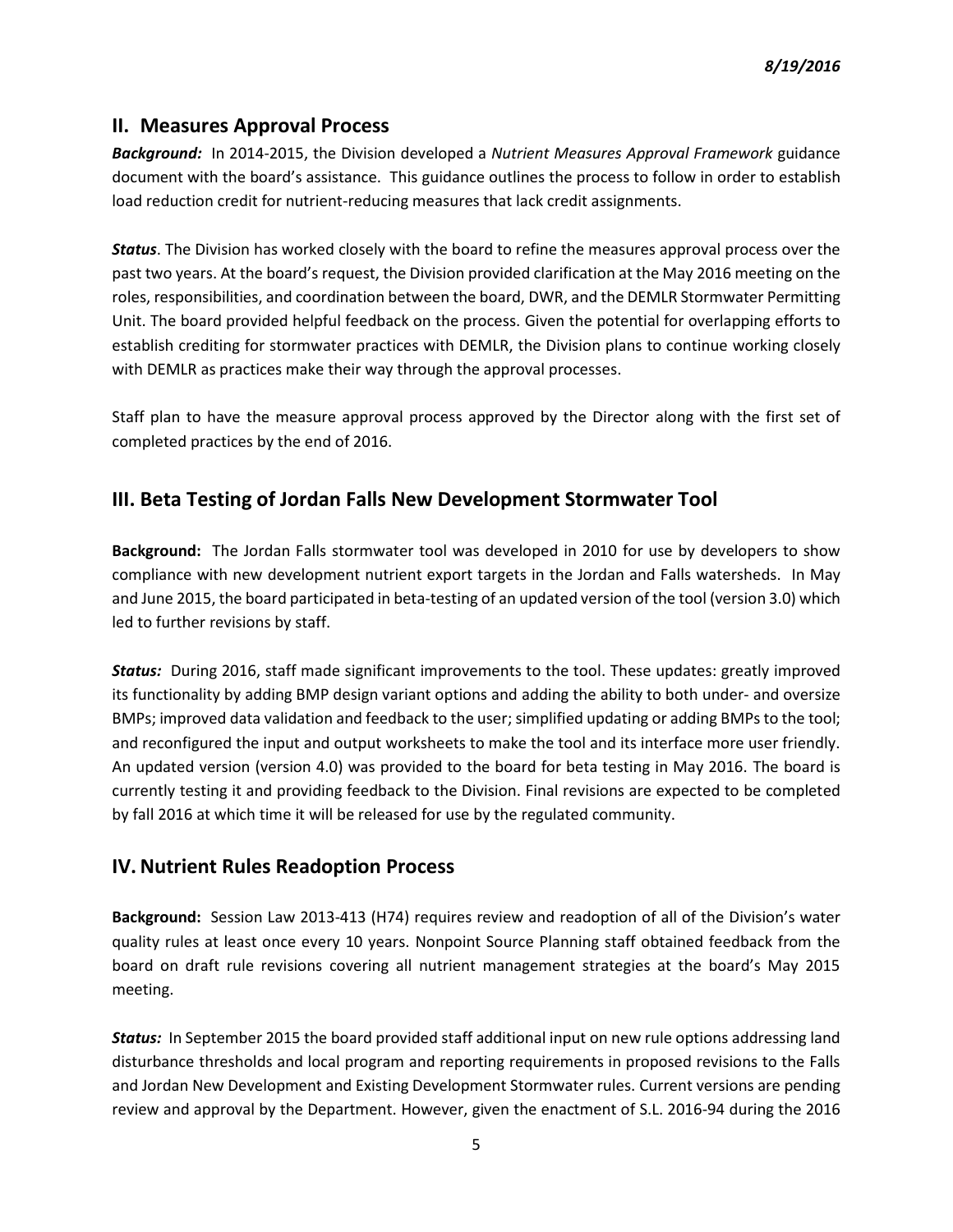## II. Measures Approval Process

***Background:*** In 2014-2015, the Division developed a *Nutrient Measures Approval Framework* guidance document with the board's assistance. This guidance outlines the process to follow in order to establish load reduction credit for nutrient-reducing measures that lack credit assignments.

***Status***. The Division has worked closely with the board to refine the measures approval process over the past two years. At the board's request, the Division provided clarification at the May 2016 meeting on the roles, responsibilities, and coordination between the board, DWR, and the DEMLR Stormwater Permitting Unit. The board provided helpful feedback on the process. Given the potential for overlapping efforts to establish crediting for stormwater practices with DEMLR, the Division plans to continue working closely with DEMLR as practices make their way through the approval processes.

Staff plan to have the measure approval process approved by the Director along with the first set of completed practices by the end of 2016.

## III. Beta Testing of Jordan Falls New Development Stormwater Tool

**Background:** The Jordan Falls stormwater tool was developed in 2010 for use by developers to show compliance with new development nutrient export targets in the Jordan and Falls watersheds. In May and June 2015, the board participated in beta-testing of an updated version of the tool (version 3.0) which led to further revisions by staff.

***Status:*** During 2016, staff made significant improvements to the tool. These updates: greatly improved its functionality by adding BMP design variant options and adding the ability to both under- and oversize BMPs; improved data validation and feedback to the user; simplified updating or adding BMPs to the tool; and reconfigured the input and output worksheets to make the tool and its interface more user friendly. An updated version (version 4.0) was provided to the board for beta testing in May 2016. The board is currently testing it and providing feedback to the Division. Final revisions are expected to be completed by fall 2016 at which time it will be released for use by the regulated community.

## IV. Nutrient Rules Readoption Process

**Background:** Session Law 2013-413 (H74) requires review and readoption of all of the Division's water quality rules at least once every 10 years. Nonpoint Source Planning staff obtained feedback from the board on draft rule revisions covering all nutrient management strategies at the board's May 2015 meeting.

***Status:*** In September 2015 the board provided staff additional input on new rule options addressing land disturbance thresholds and local program and reporting requirements in proposed revisions to the Falls and Jordan New Development and Existing Development Stormwater rules. Current versions are pending review and approval by the Department. However, given the enactment of S.L. 2016-94 during the 2016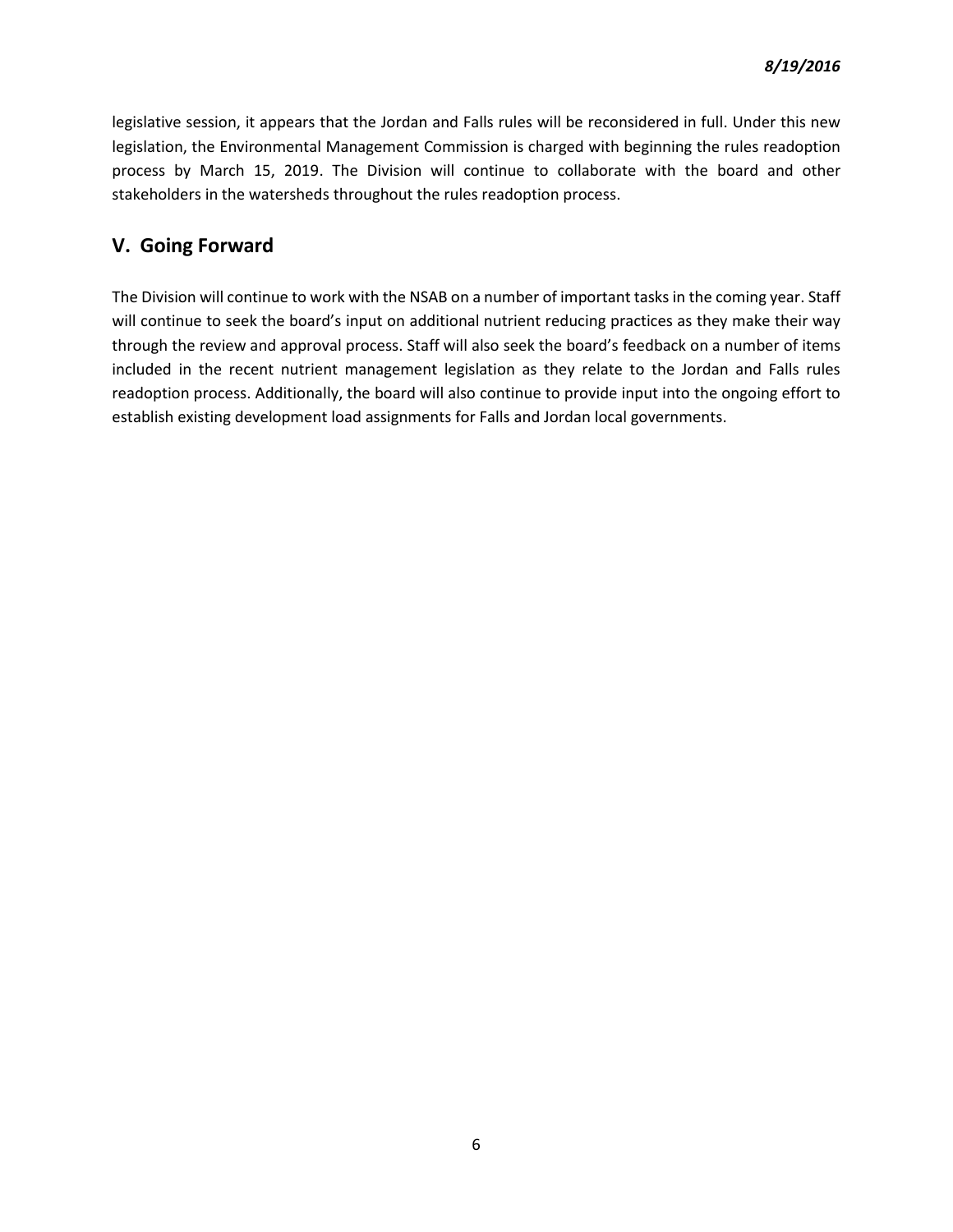legislative session, it appears that the Jordan and Falls rules will be reconsidered in full. Under this new legislation, the Environmental Management Commission is charged with beginning the rules readoption process by March 15, 2019. The Division will continue to collaborate with the board and other stakeholders in the watersheds throughout the rules readoption process.

## V. Going Forward

The Division will continue to work with the NSAB on a number of important tasks in the coming year. Staff will continue to seek the board's input on additional nutrient reducing practices as they make their way through the review and approval process. Staff will also seek the board's feedback on a number of items included in the recent nutrient management legislation as they relate to the Jordan and Falls rules readoption process. Additionally, the board will also continue to provide input into the ongoing effort to establish existing development load assignments for Falls and Jordan local governments.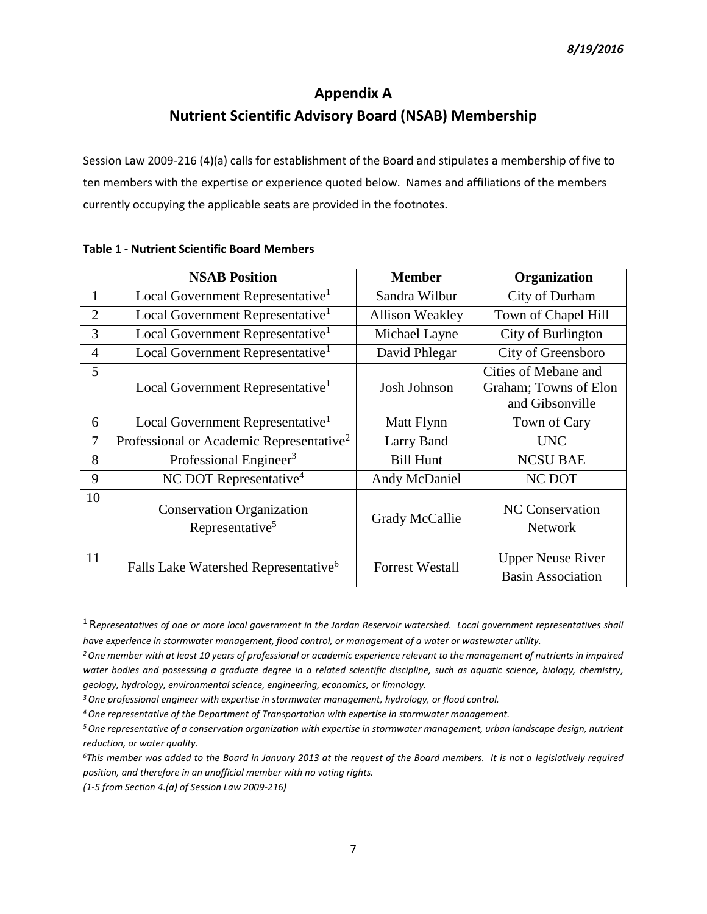# Appendix A

## Nutrient Scientific Advisory Board (NSAB) Membership

Session Law 2009-216 (4)(a) calls for establishment of the Board and stipulates a membership of five to ten members with the expertise or experience quoted below. Names and affiliations of the members currently occupying the applicable seats are provided in the footnotes.

**Table 1 - Nutrient Scientific Board Members**

| | NSAB Position | Member | Organization |
|---|---|---|---|
| 1 | Local Government Representative[1] | Sandra Wilbur | City of Durham |
| 2 | Local Government Representative[1] | Allison Weakley | Town of Chapel Hill |
| 3 | Local Government Representative[1] | Michael Layne | City of Burlington |
| 4 | Local Government Representative[1] | David Phlegar | City of Greensboro |
| 5 | Local Government Representative[1] | Josh Johnson | Cities of Mebane and Graham; Towns of Elon and Gibsonville |
| 6 | Local Government Representative[1] | Matt Flynn | Town of Cary |
| 7 | Professional or Academic Representative[2] | Larry Band | UNC |
| 8 | Professional Engineer[3] | Bill Hunt | NCSU BAE |
| 9 | NC DOT Representative[4] | Andy McDaniel | NC DOT |
| 10 | Conservation Organization Representative[5] | Grady McCallie | NC Conservation Network |
| 11 | Falls Lake Watershed Representative[6] | Forrest Westall | Upper Neuse River Basin Association |

[1] R*epresentatives of one or more local government in the Jordan Reservoir watershed. Local government representatives shall have experience in stormwater management, flood control, or management of a water or wastewater utility.*

[2] *One member with at least 10 years of professional or academic experience relevant to the management of nutrients in impaired water bodies and possessing a graduate degree in a related scientific discipline, such as aquatic science, biology, chemistry, geology, hydrology, environmental science, engineering, economics, or limnology.*

[3] *One professional engineer with expertise in stormwater management, hydrology, or flood control.*

[4] *One representative of the Department of Transportation with expertise in stormwater management.*

[5] *One representative of a conservation organization with expertise in stormwater management, urban landscape design, nutrient reduction, or water quality.*

[6] *This member was added to the Board in January 2013 at the request of the Board members. It is not a legislatively required position, and therefore in an unofficial member with no voting rights.*

*(1-5 from Section 4.(a) of Session Law 2009-216)*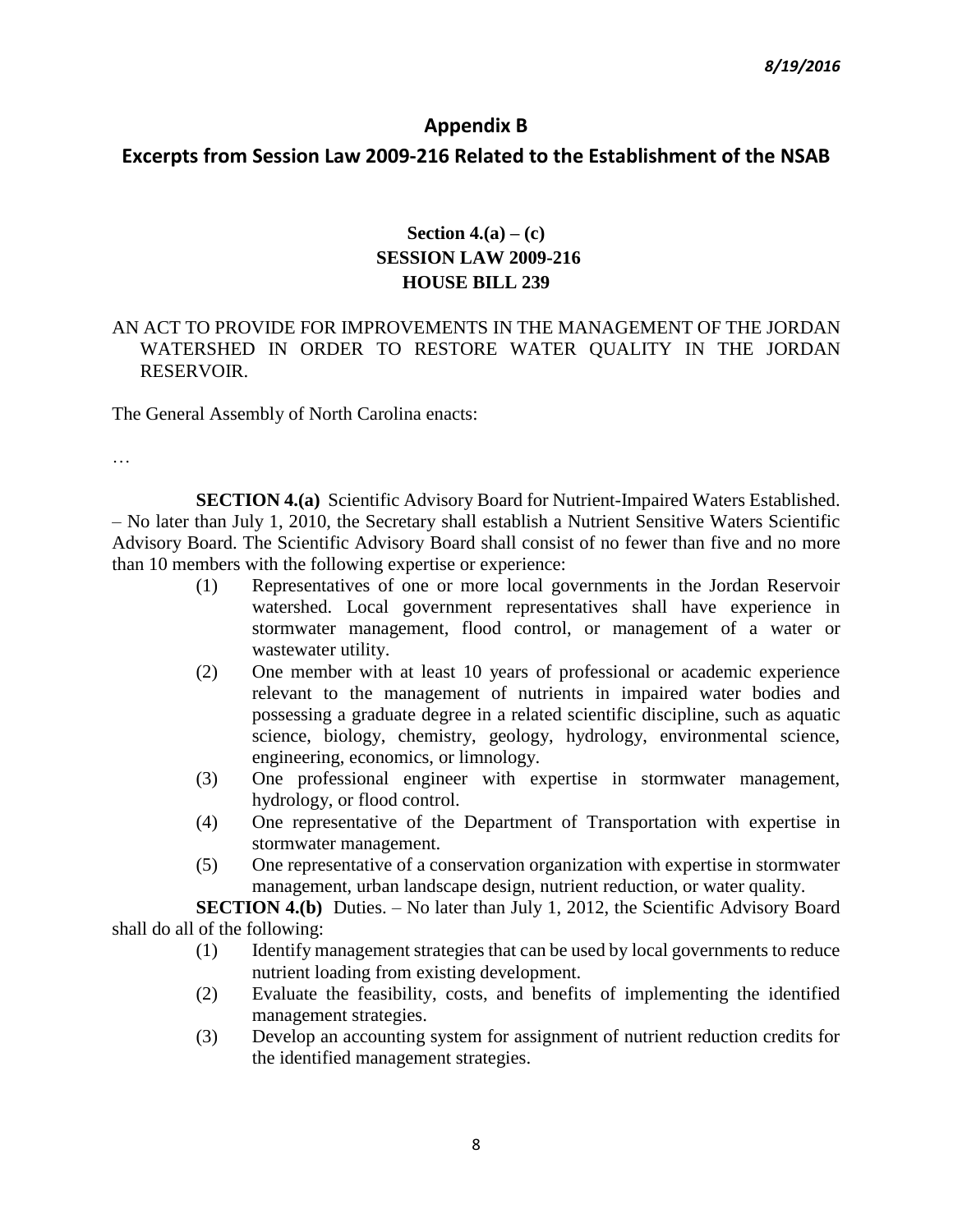## Appendix B

## Excerpts from Session Law 2009-216 Related to the Establishment of the NSAB

**Section 4.(a) – (c)**
**SESSION LAW 2009-216**
**HOUSE BILL 239**

AN ACT TO PROVIDE FOR IMPROVEMENTS IN THE MANAGEMENT OF THE JORDAN WATERSHED IN ORDER TO RESTORE WATER QUALITY IN THE JORDAN RESERVOIR.

The General Assembly of North Carolina enacts:

…

**SECTION 4.(a)** Scientific Advisory Board for Nutrient-Impaired Waters Established. – No later than July 1, 2010, the Secretary shall establish a Nutrient Sensitive Waters Scientific Advisory Board. The Scientific Advisory Board shall consist of no fewer than five and no more than 10 members with the following expertise or experience:

(1) Representatives of one or more local governments in the Jordan Reservoir watershed. Local government representatives shall have experience in stormwater management, flood control, or management of a water or wastewater utility.

(2) One member with at least 10 years of professional or academic experience relevant to the management of nutrients in impaired water bodies and possessing a graduate degree in a related scientific discipline, such as aquatic science, biology, chemistry, geology, hydrology, environmental science, engineering, economics, or limnology.

(3) One professional engineer with expertise in stormwater management, hydrology, or flood control.

(4) One representative of the Department of Transportation with expertise in stormwater management.

(5) One representative of a conservation organization with expertise in stormwater management, urban landscape design, nutrient reduction, or water quality.

**SECTION 4.(b)** Duties. – No later than July 1, 2012, the Scientific Advisory Board shall do all of the following:

(1) Identify management strategies that can be used by local governments to reduce nutrient loading from existing development.

(2) Evaluate the feasibility, costs, and benefits of implementing the identified management strategies.

(3) Develop an accounting system for assignment of nutrient reduction credits for the identified management strategies.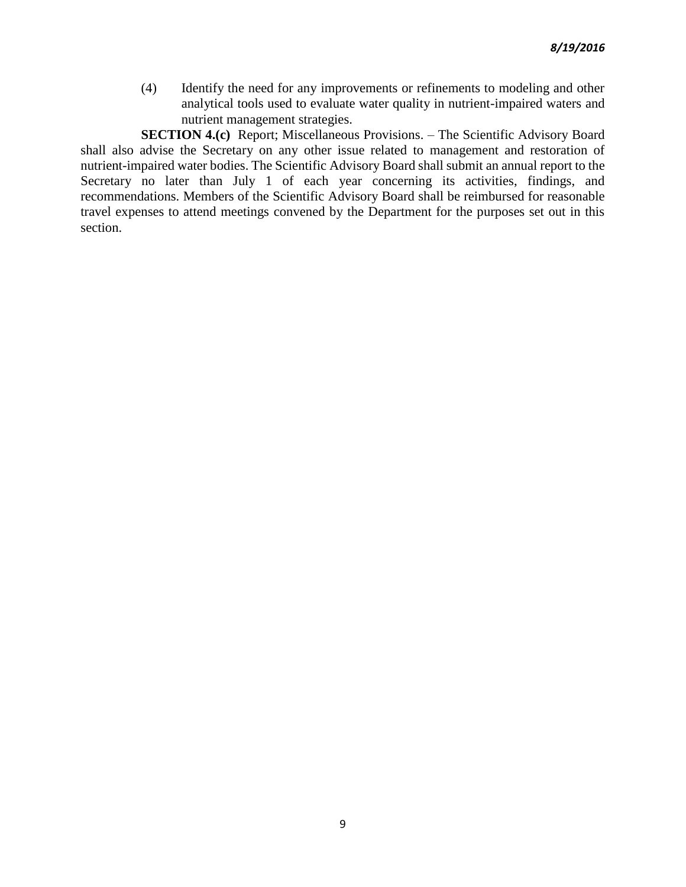(4) Identify the need for any improvements or refinements to modeling and other analytical tools used to evaluate water quality in nutrient-impaired waters and nutrient management strategies.

**SECTION 4.(c)** Report; Miscellaneous Provisions. – The Scientific Advisory Board shall also advise the Secretary on any other issue related to management and restoration of nutrient-impaired water bodies. The Scientific Advisory Board shall submit an annual report to the Secretary no later than July 1 of each year concerning its activities, findings, and recommendations. Members of the Scientific Advisory Board shall be reimbursed for reasonable travel expenses to attend meetings convened by the Department for the purposes set out in this section.